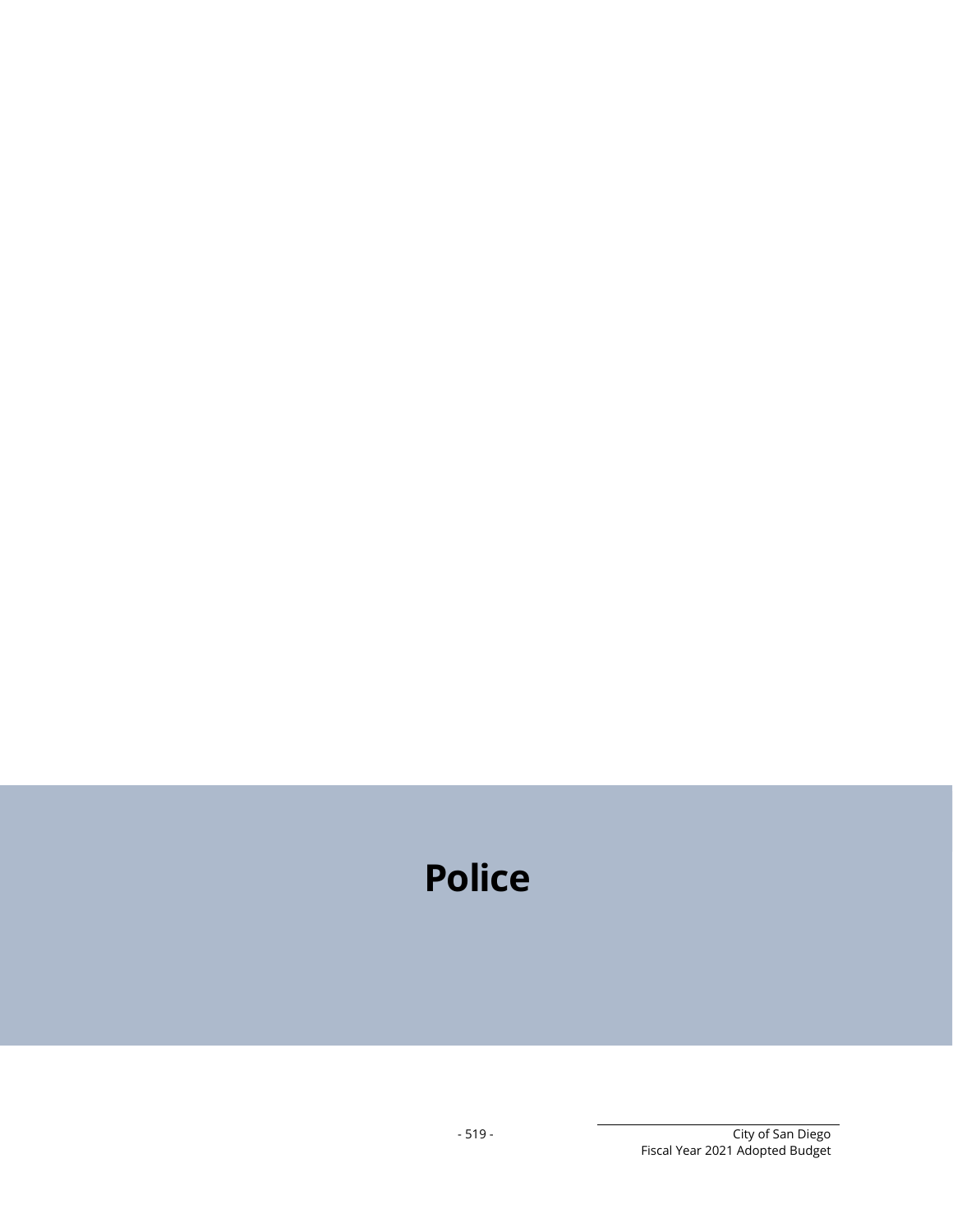# Police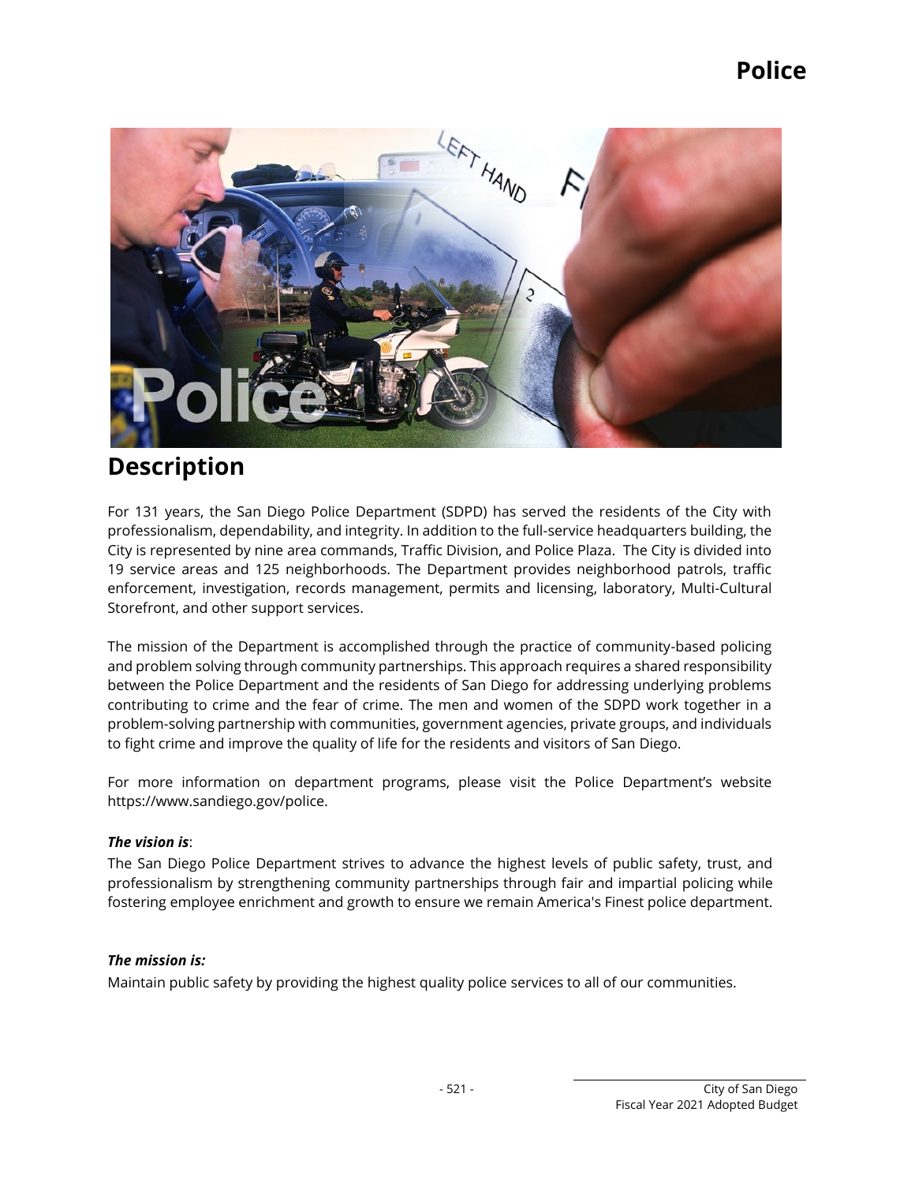# Police

## Description

For 131 years, the San Diego Police Department (SDPD) has served the residents of the City with professionalism, dependability, and integrity. In addition to the full-service headquarters building, the City is represented by nine area commands, Traffic Division, and Police Plaza. The City is divided into 19 service areas and 125 neighborhoods. The Department provides neighborhood patrols, traffic enforcement, investigation, records management, permits and licensing, laboratory, Multi-Cultural Storefront, and other support services.

The mission of the Department is accomplished through the practice of community-based policing and problem solving through community partnerships. This approach requires a shared responsibility between the Police Department and the residents of San Diego for addressing underlying problems contributing to crime and the fear of crime. The men and women of the SDPD work together in a problem-solving partnership with communities, government agencies, private groups, and individuals to fight crime and improve the quality of life for the residents and visitors of San Diego.

For more information on department programs, please visit the Police Department's website https://www.sandiego.gov/police.

***The vision is***:

The San Diego Police Department strives to advance the highest levels of public safety, trust, and professionalism by strengthening community partnerships through fair and impartial policing while fostering employee enrichment and growth to ensure we remain America's Finest police department.

***The mission is:***

Maintain public safety by providing the highest quality police services to all of our communities.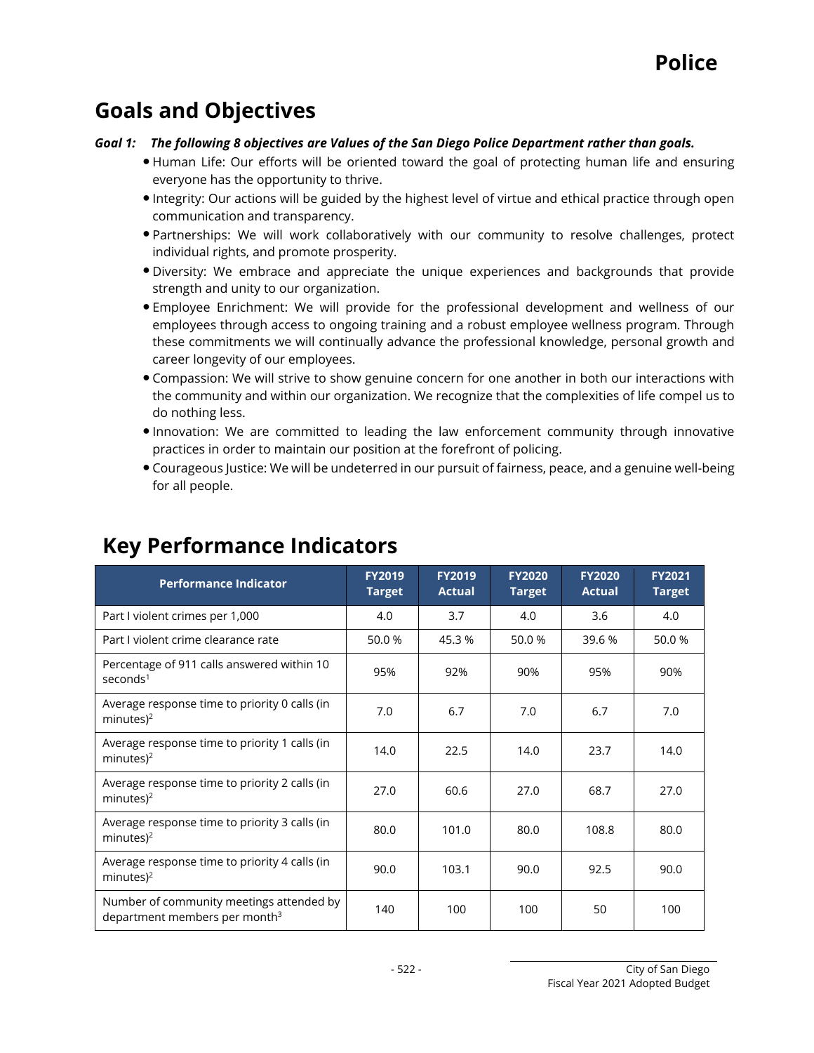# Goals and Objectives

***Goal 1: The following 8 objectives are Values of the San Diego Police Department rather than goals.***

- Human Life: Our efforts will be oriented toward the goal of protecting human life and ensuring everyone has the opportunity to thrive.
- Integrity: Our actions will be guided by the highest level of virtue and ethical practice through open communication and transparency.
- Partnerships: We will work collaboratively with our community to resolve challenges, protect individual rights, and promote prosperity.
- Diversity: We embrace and appreciate the unique experiences and backgrounds that provide strength and unity to our organization.
- Employee Enrichment: We will provide for the professional development and wellness of our employees through access to ongoing training and a robust employee wellness program. Through these commitments we will continually advance the professional knowledge, personal growth and career longevity of our employees.
- Compassion: We will strive to show genuine concern for one another in both our interactions with the community and within our organization. We recognize that the complexities of life compel us to do nothing less.
- Innovation: We are committed to leading the law enforcement community through innovative practices in order to maintain our position at the forefront of policing.
- Courageous Justice: We will be undeterred in our pursuit of fairness, peace, and a genuine well-being for all people.

# Key Performance Indicators

| Performance Indicator | FY2019 Target | FY2019 Actual | FY2020 Target | FY2020 Actual | FY2021 Target |
|---|---|---|---|---|---|
| Part I violent crimes per 1,000 | 4.0 | 3.7 | 4.0 | 3.6 | 4.0 |
| Part I violent crime clearance rate | 50.0 % | 45.3 % | 50.0 % | 39.6 % | 50.0 % |
| Percentage of 911 calls answered within 10 seconds[1] | 95% | 92% | 90% | 95% | 90% |
| Average response time to priority 0 calls (in minutes)[2] | 7.0 | 6.7 | 7.0 | 6.7 | 7.0 |
| Average response time to priority 1 calls (in minutes)[2] | 14.0 | 22.5 | 14.0 | 23.7 | 14.0 |
| Average response time to priority 2 calls (in minutes)[2] | 27.0 | 60.6 | 27.0 | 68.7 | 27.0 |
| Average response time to priority 3 calls (in minutes)[2] | 80.0 | 101.0 | 80.0 | 108.8 | 80.0 |
| Average response time to priority 4 calls (in minutes)[2] | 90.0 | 103.1 | 90.0 | 92.5 | 90.0 |
| Number of community meetings attended by department members per month[3] | 140 | 100 | 100 | 50 | 100 |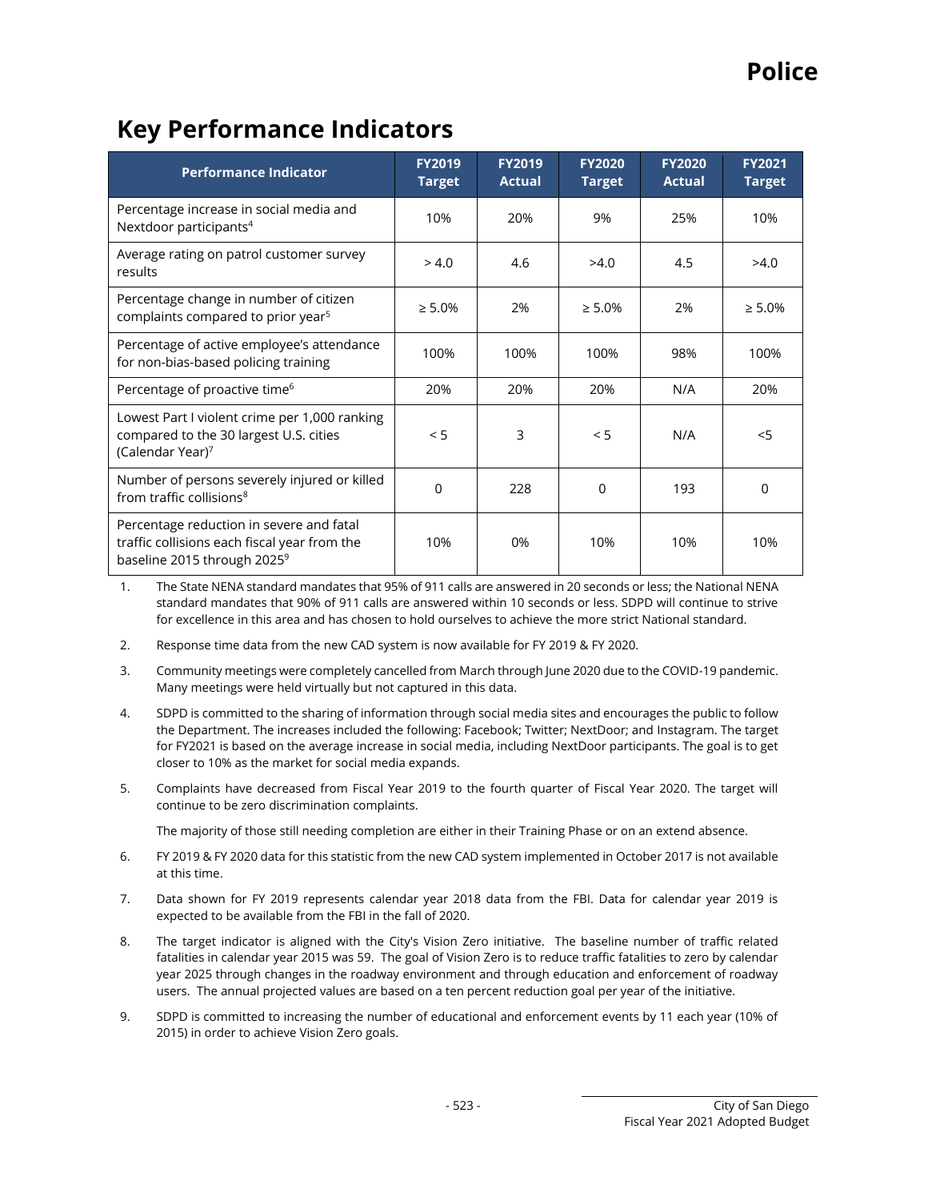# Police

## Key Performance Indicators

| Performance Indicator | FY2019 Target | FY2019 Actual | FY2020 Target | FY2020 Actual | FY2021 Target |
|---|---|---|---|---|---|
| Percentage increase in social media and Nextdoor participants[4] | 10% | 20% | 9% | 25% | 10% |
| Average rating on patrol customer survey results | > 4.0 | 4.6 | >4.0 | 4.5 | >4.0 |
| Percentage change in number of citizen complaints compared to prior year[5] | ≥ 5.0% | 2% | ≥ 5.0% | 2% | ≥ 5.0% |
| Percentage of active employee's attendance for non-bias-based policing training | 100% | 100% | 100% | 98% | 100% |
| Percentage of proactive time[6] | 20% | 20% | 20% | N/A | 20% |
| Lowest Part I violent crime per 1,000 ranking compared to the 30 largest U.S. cities (Calendar Year)[7] | < 5 | 3 | < 5 | N/A | <5 |
| Number of persons severely injured or killed from traffic collisions[8] | 0 | 228 | 0 | 193 | 0 |
| Percentage reduction in severe and fatal traffic collisions each fiscal year from the baseline 2015 through 2025[9] | 10% | 0% | 10% | 10% | 10% |

1. The State NENA standard mandates that 95% of 911 calls are answered in 20 seconds or less; the National NENA standard mandates that 90% of 911 calls are answered within 10 seconds or less. SDPD will continue to strive for excellence in this area and has chosen to hold ourselves to achieve the more strict National standard.
2. Response time data from the new CAD system is now available for FY 2019 & FY 2020.
3. Community meetings were completely cancelled from March through June 2020 due to the COVID-19 pandemic. Many meetings were held virtually but not captured in this data.
4. SDPD is committed to the sharing of information through social media sites and encourages the public to follow the Department. The increases included the following: Facebook; Twitter; NextDoor; and Instagram. The target for FY2021 is based on the average increase in social media, including NextDoor participants. The goal is to get closer to 10% as the market for social media expands.
5. Complaints have decreased from Fiscal Year 2019 to the fourth quarter of Fiscal Year 2020. The target will continue to be zero discrimination complaints.

   The majority of those still needing completion are either in their Training Phase or on an extend absence.
6. FY 2019 & FY 2020 data for this statistic from the new CAD system implemented in October 2017 is not available at this time.
7. Data shown for FY 2019 represents calendar year 2018 data from the FBI. Data for calendar year 2019 is expected to be available from the FBI in the fall of 2020.
8. The target indicator is aligned with the City's Vision Zero initiative. The baseline number of traffic related fatalities in calendar year 2015 was 59. The goal of Vision Zero is to reduce traffic fatalities to zero by calendar year 2025 through changes in the roadway environment and through education and enforcement of roadway users. The annual projected values are based on a ten percent reduction goal per year of the initiative.
9. SDPD is committed to increasing the number of educational and enforcement events by 11 each year (10% of 2015) in order to achieve Vision Zero goals.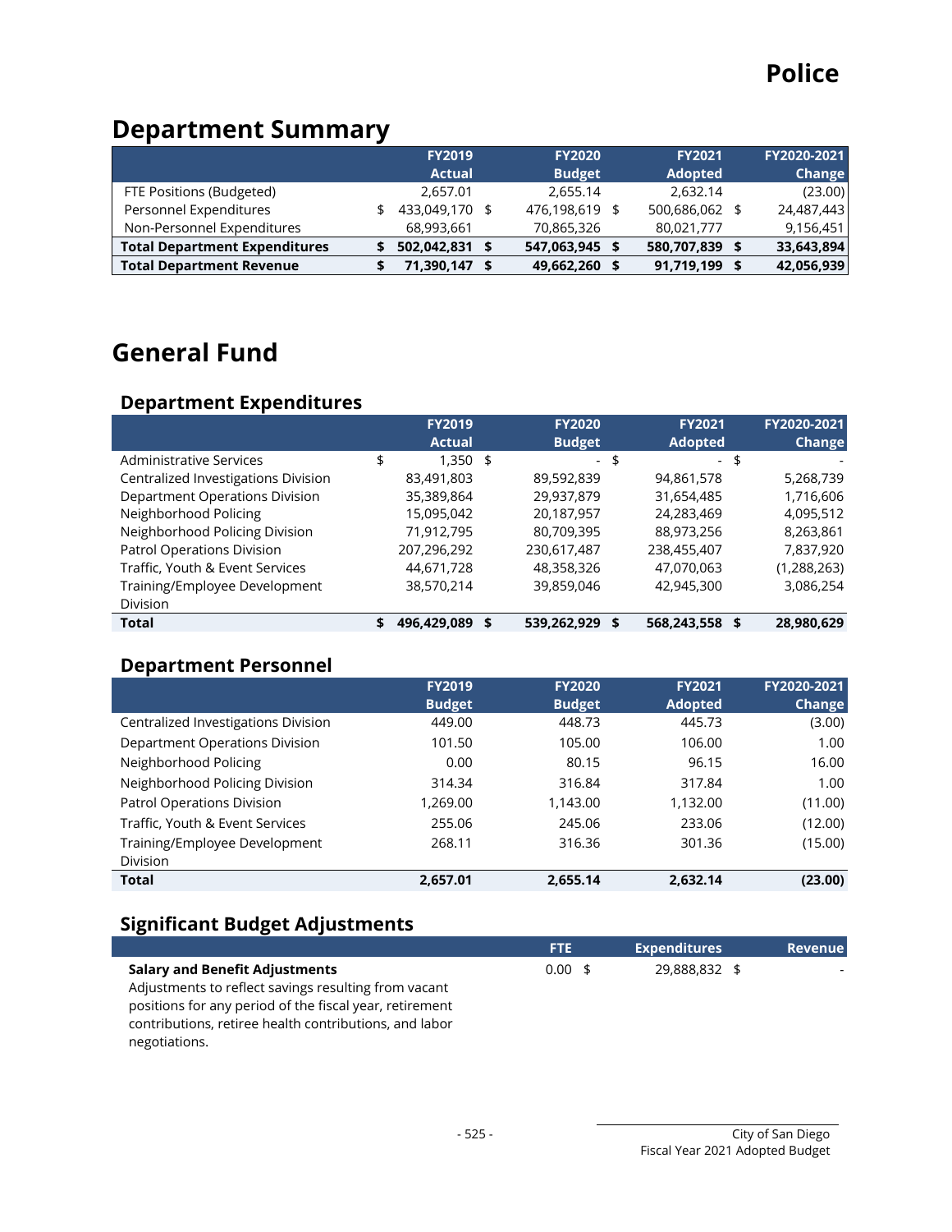# Police

## Department Summary

| | FY2019 Actual | FY2020 Budget | FY2021 Adopted | FY2020-2021 Change |
|---|---|---|---|---|
| FTE Positions (Budgeted) | 2,657.01 | 2,655.14 | 2,632.14 | (23.00) |
| Personnel Expenditures | $ 433,049,170 | $ 476,198,619 | $ 500,686,062 | $ 24,487,443 |
| Non-Personnel Expenditures | 68,993,661 | 70,865,326 | 80,021,777 | 9,156,451 |
| **Total Department Expenditures** | **$ 502,042,831** | **$ 547,063,945** | **$ 580,707,839** | **$ 33,643,894** |
| **Total Department Revenue** | **$ 71,390,147** | **$ 49,662,260** | **$ 91,719,199** | **$ 42,056,939** |

## General Fund

### Department Expenditures

| | FY2019 Actual | FY2020 Budget | FY2021 Adopted | FY2020-2021 Change |
|---|---|---|---|---|
| Administrative Services | $ 1,350 | $ - | $ - | $ - |
| Centralized Investigations Division | 83,491,803 | 89,592,839 | 94,861,578 | 5,268,739 |
| Department Operations Division | 35,389,864 | 29,937,879 | 31,654,485 | 1,716,606 |
| Neighborhood Policing | 15,095,042 | 20,187,957 | 24,283,469 | 4,095,512 |
| Neighborhood Policing Division | 71,912,795 | 80,709,395 | 88,973,256 | 8,263,861 |
| Patrol Operations Division | 207,296,292 | 230,617,487 | 238,455,407 | 7,837,920 |
| Traffic, Youth & Event Services | 44,671,728 | 48,358,326 | 47,070,063 | (1,288,263) |
| Training/Employee Development Division | 38,570,214 | 39,859,046 | 42,945,300 | 3,086,254 |
| **Total** | **$ 496,429,089** | **$ 539,262,929** | **$ 568,243,558** | **$ 28,980,629** |

### Department Personnel

| | FY2019 Budget | FY2020 Budget | FY2021 Adopted | FY2020-2021 Change |
|---|---|---|---|---|
| Centralized Investigations Division | 449.00 | 448.73 | 445.73 | (3.00) |
| Department Operations Division | 101.50 | 105.00 | 106.00 | 1.00 |
| Neighborhood Policing | 0.00 | 80.15 | 96.15 | 16.00 |
| Neighborhood Policing Division | 314.34 | 316.84 | 317.84 | 1.00 |
| Patrol Operations Division | 1,269.00 | 1,143.00 | 1,132.00 | (11.00) |
| Traffic, Youth & Event Services | 255.06 | 245.06 | 233.06 | (12.00) |
| Training/Employee Development Division | 268.11 | 316.36 | 301.36 | (15.00) |
| **Total** | **2,657.01** | **2,655.14** | **2,632.14** | **(23.00)** |

### Significant Budget Adjustments

| | FTE | Expenditures | Revenue |
|---|---|---|---|
| **Salary and Benefit Adjustments**<br>Adjustments to reflect savings resulting from vacant positions for any period of the fiscal year, retirement contributions, retiree health contributions, and labor negotiations. | 0.00 | $ 29,888,832 | $ - |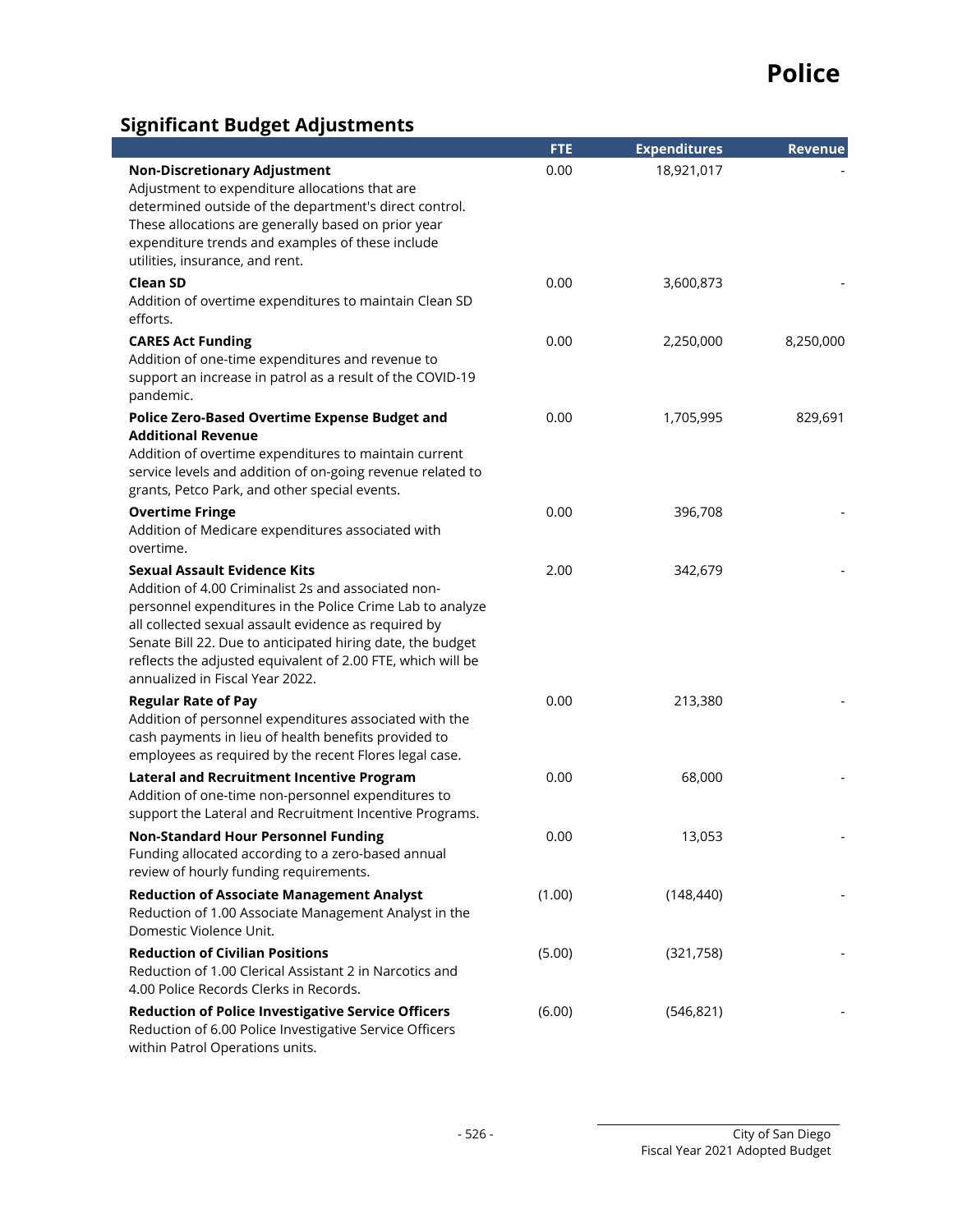## Significant Budget Adjustments

| | FTE | Expenditures | Revenue |
|---|---|---|---|
| **Non-Discretionary Adjustment**<br>Adjustment to expenditure allocations that are determined outside of the department's direct control. These allocations are generally based on prior year expenditure trends and examples of these include utilities, insurance, and rent. | 0.00 | 18,921,017 | - |
| **Clean SD**<br>Addition of overtime expenditures to maintain Clean SD efforts. | 0.00 | 3,600,873 | - |
| **CARES Act Funding**<br>Addition of one-time expenditures and revenue to support an increase in patrol as a result of the COVID-19 pandemic. | 0.00 | 2,250,000 | 8,250,000 |
| **Police Zero-Based Overtime Expense Budget and Additional Revenue**<br>Addition of overtime expenditures to maintain current service levels and addition of on-going revenue related to grants, Petco Park, and other special events. | 0.00 | 1,705,995 | 829,691 |
| **Overtime Fringe**<br>Addition of Medicare expenditures associated with overtime. | 0.00 | 396,708 | - |
| **Sexual Assault Evidence Kits**<br>Addition of 4.00 Criminalist 2s and associated non-personnel expenditures in the Police Crime Lab to analyze all collected sexual assault evidence as required by Senate Bill 22. Due to anticipated hiring date, the budget reflects the adjusted equivalent of 2.00 FTE, which will be annualized in Fiscal Year 2022. | 2.00 | 342,679 | - |
| **Regular Rate of Pay**<br>Addition of personnel expenditures associated with the cash payments in lieu of health benefits provided to employees as required by the recent Flores legal case. | 0.00 | 213,380 | - |
| **Lateral and Recruitment Incentive Program**<br>Addition of one-time non-personnel expenditures to support the Lateral and Recruitment Incentive Programs. | 0.00 | 68,000 | - |
| **Non-Standard Hour Personnel Funding**<br>Funding allocated according to a zero-based annual review of hourly funding requirements. | 0.00 | 13,053 | - |
| **Reduction of Associate Management Analyst**<br>Reduction of 1.00 Associate Management Analyst in the Domestic Violence Unit. | (1.00) | (148,440) | - |
| **Reduction of Civilian Positions**<br>Reduction of 1.00 Clerical Assistant 2 in Narcotics and 4.00 Police Records Clerks in Records. | (5.00) | (321,758) | - |
| **Reduction of Police Investigative Service Officers**<br>Reduction of 6.00 Police Investigative Service Officers within Patrol Operations units. | (6.00) | (546,821) | - |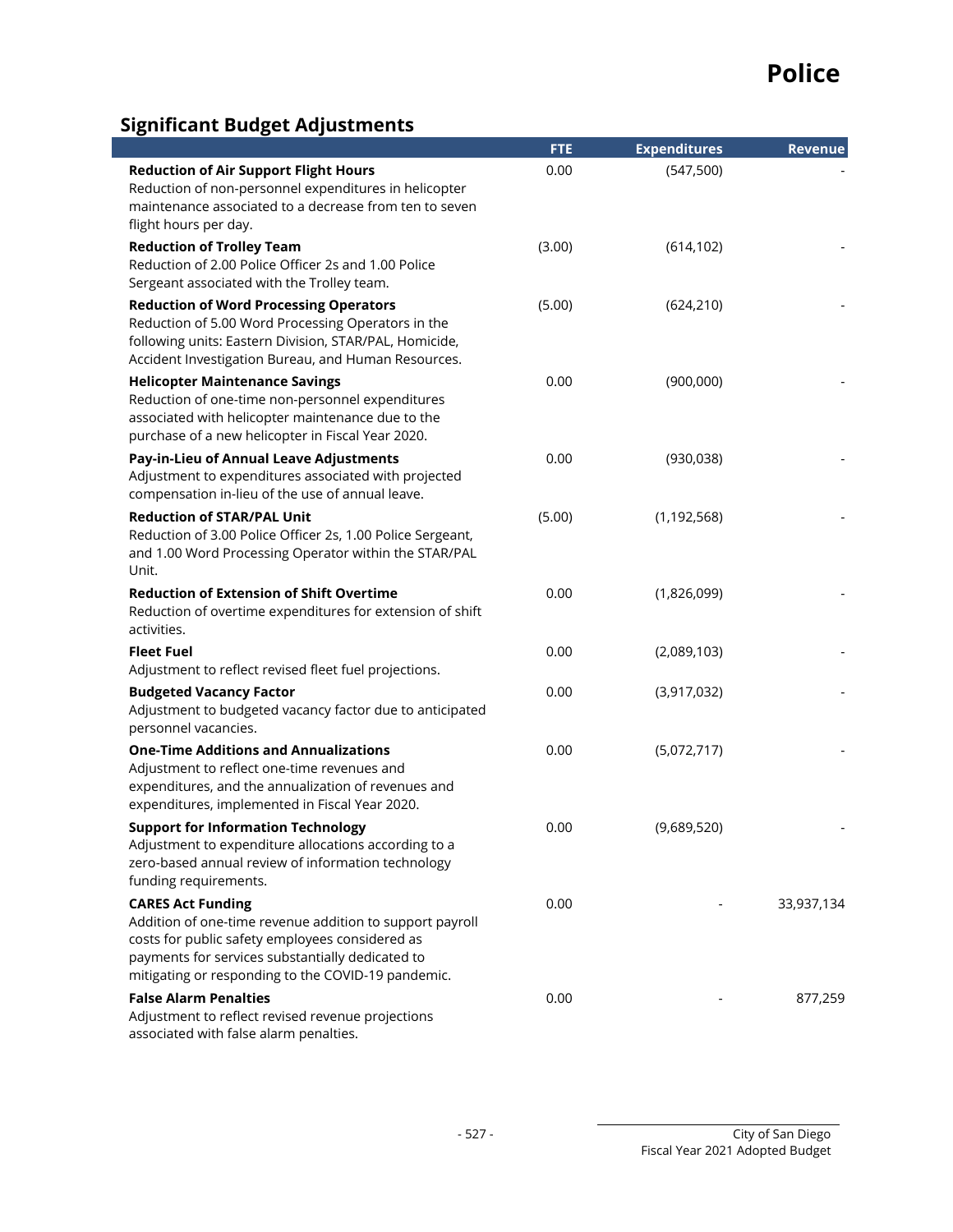## Significant Budget Adjustments

| | FTE | Expenditures | Revenue |
|---|---|---|---|
| **Reduction of Air Support Flight Hours**<br>Reduction of non-personnel expenditures in helicopter maintenance associated to a decrease from ten to seven flight hours per day. | 0.00 | (547,500) | - |
| **Reduction of Trolley Team**<br>Reduction of 2.00 Police Officer 2s and 1.00 Police Sergeant associated with the Trolley team. | (3.00) | (614,102) | - |
| **Reduction of Word Processing Operators**<br>Reduction of 5.00 Word Processing Operators in the following units: Eastern Division, STAR/PAL, Homicide, Accident Investigation Bureau, and Human Resources. | (5.00) | (624,210) | - |
| **Helicopter Maintenance Savings**<br>Reduction of one-time non-personnel expenditures associated with helicopter maintenance due to the purchase of a new helicopter in Fiscal Year 2020. | 0.00 | (900,000) | - |
| **Pay-in-Lieu of Annual Leave Adjustments**<br>Adjustment to expenditures associated with projected compensation in-lieu of the use of annual leave. | 0.00 | (930,038) | - |
| **Reduction of STAR/PAL Unit**<br>Reduction of 3.00 Police Officer 2s, 1.00 Police Sergeant, and 1.00 Word Processing Operator within the STAR/PAL Unit. | (5.00) | (1,192,568) | - |
| **Reduction of Extension of Shift Overtime**<br>Reduction of overtime expenditures for extension of shift activities. | 0.00 | (1,826,099) | - |
| **Fleet Fuel**<br>Adjustment to reflect revised fleet fuel projections. | 0.00 | (2,089,103) | - |
| **Budgeted Vacancy Factor**<br>Adjustment to budgeted vacancy factor due to anticipated personnel vacancies. | 0.00 | (3,917,032) | - |
| **One-Time Additions and Annualizations**<br>Adjustment to reflect one-time revenues and expenditures, and the annualization of revenues and expenditures, implemented in Fiscal Year 2020. | 0.00 | (5,072,717) | - |
| **Support for Information Technology**<br>Adjustment to expenditure allocations according to a zero-based annual review of information technology funding requirements. | 0.00 | (9,689,520) | - |
| **CARES Act Funding**<br>Addition of one-time revenue addition to support payroll costs for public safety employees considered as payments for services substantially dedicated to mitigating or responding to the COVID-19 pandemic. | 0.00 | - | 33,937,134 |
| **False Alarm Penalties**<br>Adjustment to reflect revised revenue projections associated with false alarm penalties. | 0.00 | - | 877,259 |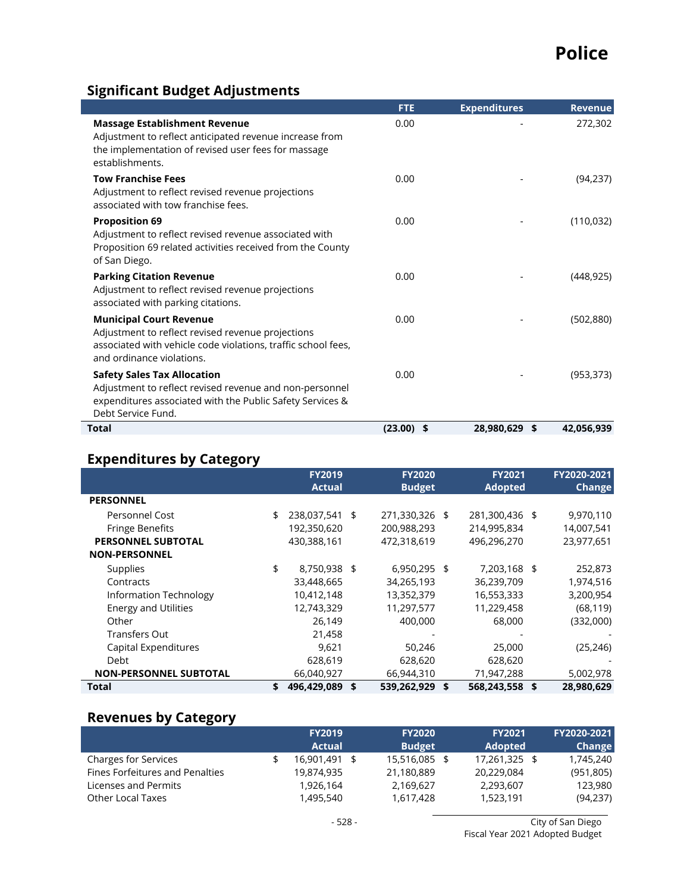# Police

## Significant Budget Adjustments

| | FTE | Expenditures | Revenue |
|---|---|---|---|
| **Massage Establishment Revenue**<br>Adjustment to reflect anticipated revenue increase from the implementation of revised user fees for massage establishments. | 0.00 | - | 272,302 |
| **Tow Franchise Fees**<br>Adjustment to reflect revised revenue projections associated with tow franchise fees. | 0.00 | - | (94,237) |
| **Proposition 69**<br>Adjustment to reflect revised revenue associated with Proposition 69 related activities received from the County of San Diego. | 0.00 | - | (110,032) |
| **Parking Citation Revenue**<br>Adjustment to reflect revised revenue projections associated with parking citations. | 0.00 | - | (448,925) |
| **Municipal Court Revenue**<br>Adjustment to reflect revised revenue projections associated with vehicle code violations, traffic school fees, and ordinance violations. | 0.00 | - | (502,880) |
| **Safety Sales Tax Allocation**<br>Adjustment to reflect revised revenue and non-personnel expenditures associated with the Public Safety Services & Debt Service Fund. | 0.00 | - | (953,373) |
| **Total** | **(23.00)** | **$ 28,980,629** | **$ 42,056,939** |

## Expenditures by Category

| | FY2019 Actual | FY2020 Budget | FY2021 Adopted | FY2020-2021 Change |
|---|---|---|---|---|
| **PERSONNEL** | | | | |
| Personnel Cost | $ 238,037,541 | $ 271,330,326 | $ 281,300,436 | $ 9,970,110 |
| Fringe Benefits | 192,350,620 | 200,988,293 | 214,995,834 | 14,007,541 |
| **PERSONNEL SUBTOTAL** | 430,388,161 | 472,318,619 | 496,296,270 | 23,977,651 |
| **NON-PERSONNEL** | | | | |
| Supplies | $ 8,750,938 | $ 6,950,295 | $ 7,203,168 | $ 252,873 |
| Contracts | 33,448,665 | 34,265,193 | 36,239,709 | 1,974,516 |
| Information Technology | 10,412,148 | 13,352,379 | 16,553,333 | 3,200,954 |
| Energy and Utilities | 12,743,329 | 11,297,577 | 11,229,458 | (68,119) |
| Other | 26,149 | 400,000 | 68,000 | (332,000) |
| Transfers Out | 21,458 | - | - | - |
| Capital Expenditures | 9,621 | 50,246 | 25,000 | (25,246) |
| Debt | 628,619 | 628,620 | 628,620 | - |
| **NON-PERSONNEL SUBTOTAL** | 66,040,927 | 66,944,310 | 71,947,288 | 5,002,978 |
| **Total** | **$ 496,429,089** | **$ 539,262,929** | **$ 568,243,558** | **$ 28,980,629** |

## Revenues by Category

| | FY2019 Actual | FY2020 Budget | FY2021 Adopted | FY2020-2021 Change |
|---|---|---|---|---|
| Charges for Services | $ 16,901,491 | $ 15,516,085 | $ 17,261,325 | $ 1,745,240 |
| Fines Forfeitures and Penalties | 19,874,935 | 21,180,889 | 20,229,084 | (951,805) |
| Licenses and Permits | 1,926,164 | 2,169,627 | 2,293,607 | 123,980 |
| Other Local Taxes | 1,495,540 | 1,617,428 | 1,523,191 | (94,237) |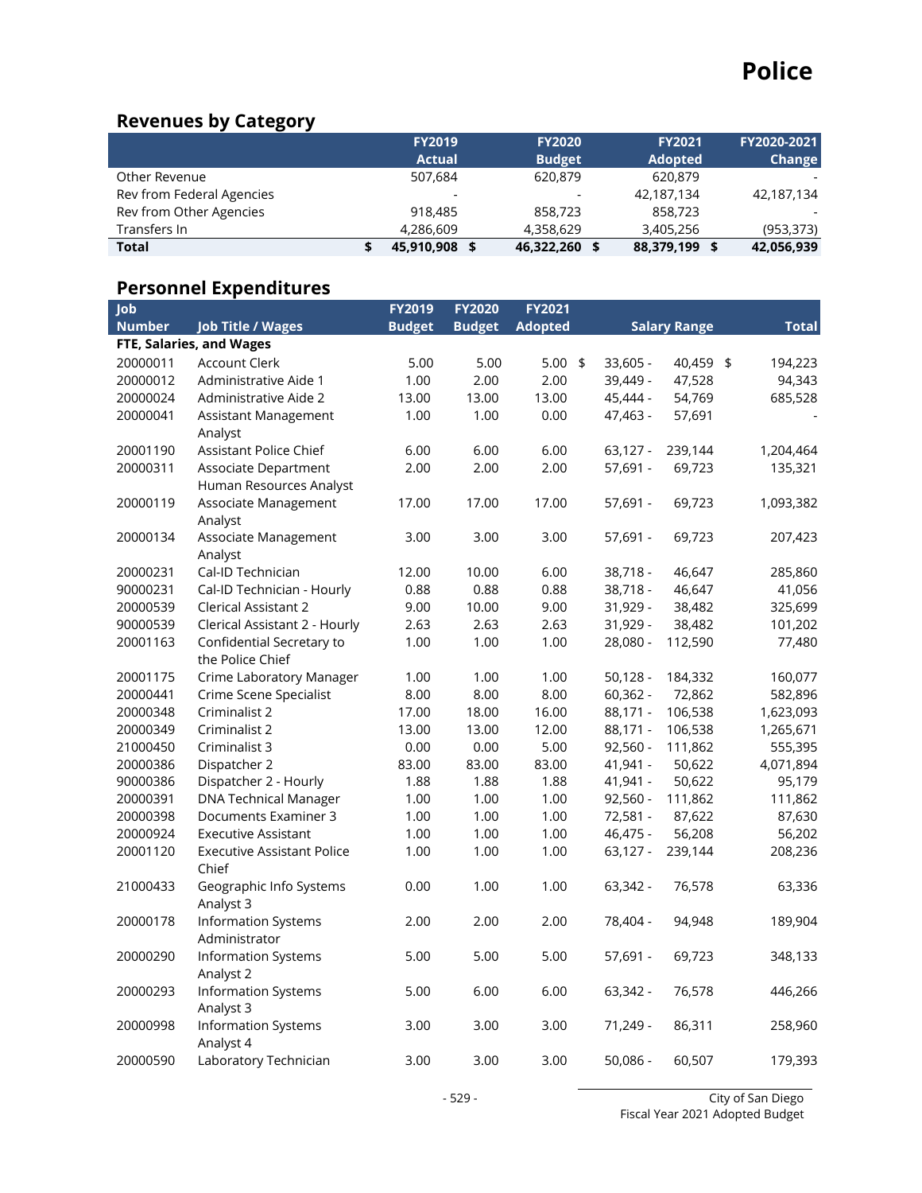# Police

## Revenues by Category

| | FY2019 Actual | FY2020 Budget | FY2021 Adopted | FY2020-2021 Change |
|---|---|---|---|---|
| Other Revenue | 507,684 | 620,879 | 620,879 | - |
| Rev from Federal Agencies | - | - | 42,187,134 | 42,187,134 |
| Rev from Other Agencies | 918,485 | 858,723 | 858,723 | - |
| Transfers In | 4,286,609 | 4,358,629 | 3,405,256 | (953,373) |
| **Total** | **$ 45,910,908** | **$ 46,322,260** | **$ 88,379,199** | **$ 42,056,939** |

## Personnel Expenditures

| Job Number | Job Title / Wages | FY2019 Budget | FY2020 Budget | FY2021 Adopted | Salary Range | Total |
|---|---|---|---|---|---|---|
| **FTE, Salaries, and Wages** | | | | | | |
| 20000011 | Account Clerk | 5.00 | 5.00 | 5.00 | $ 33,605 - 40,459 | $ 194,223 |
| 20000012 | Administrative Aide 1 | 1.00 | 2.00 | 2.00 | 39,449 - 47,528 | 94,343 |
| 20000024 | Administrative Aide 2 | 13.00 | 13.00 | 13.00 | 45,444 - 54,769 | 685,528 |
| 20000041 | Assistant Management Analyst | 1.00 | 1.00 | 0.00 | 47,463 - 57,691 | - |
| 20001190 | Assistant Police Chief | 6.00 | 6.00 | 6.00 | 63,127 - 239,144 | 1,204,464 |
| 20000311 | Associate Department Human Resources Analyst | 2.00 | 2.00 | 2.00 | 57,691 - 69,723 | 135,321 |
| 20000119 | Associate Management Analyst | 17.00 | 17.00 | 17.00 | 57,691 - 69,723 | 1,093,382 |
| 20000134 | Associate Management Analyst | 3.00 | 3.00 | 3.00 | 57,691 - 69,723 | 207,423 |
| 20000231 | Cal-ID Technician | 12.00 | 10.00 | 6.00 | 38,718 - 46,647 | 285,860 |
| 90000231 | Cal-ID Technician - Hourly | 0.88 | 0.88 | 0.88 | 38,718 - 46,647 | 41,056 |
| 20000539 | Clerical Assistant 2 | 9.00 | 10.00 | 9.00 | 31,929 - 38,482 | 325,699 |
| 90000539 | Clerical Assistant 2 - Hourly | 2.63 | 2.63 | 2.63 | 31,929 - 38,482 | 101,202 |
| 20001163 | Confidential Secretary to the Police Chief | 1.00 | 1.00 | 1.00 | 28,080 - 112,590 | 77,480 |
| 20001175 | Crime Laboratory Manager | 1.00 | 1.00 | 1.00 | 50,128 - 184,332 | 160,077 |
| 20000441 | Crime Scene Specialist | 8.00 | 8.00 | 8.00 | 60,362 - 72,862 | 582,896 |
| 20000348 | Criminalist 2 | 17.00 | 18.00 | 16.00 | 88,171 - 106,538 | 1,623,093 |
| 20000349 | Criminalist 2 | 13.00 | 13.00 | 12.00 | 88,171 - 106,538 | 1,265,671 |
| 21000450 | Criminalist 3 | 0.00 | 0.00 | 5.00 | 92,560 - 111,862 | 555,395 |
| 20000386 | Dispatcher 2 | 83.00 | 83.00 | 83.00 | 41,941 - 50,622 | 4,071,894 |
| 90000386 | Dispatcher 2 - Hourly | 1.88 | 1.88 | 1.88 | 41,941 - 50,622 | 95,179 |
| 20000391 | DNA Technical Manager | 1.00 | 1.00 | 1.00 | 92,560 - 111,862 | 111,862 |
| 20000398 | Documents Examiner 3 | 1.00 | 1.00 | 1.00 | 72,581 - 87,622 | 87,630 |
| 20000924 | Executive Assistant | 1.00 | 1.00 | 1.00 | 46,475 - 56,208 | 56,202 |
| 20001120 | Executive Assistant Police Chief | 1.00 | 1.00 | 1.00 | 63,127 - 239,144 | 208,236 |
| 21000433 | Geographic Info Systems Analyst 3 | 0.00 | 1.00 | 1.00 | 63,342 - 76,578 | 63,336 |
| 20000178 | Information Systems Administrator | 2.00 | 2.00 | 2.00 | 78,404 - 94,948 | 189,904 |
| 20000290 | Information Systems Analyst 2 | 5.00 | 5.00 | 5.00 | 57,691 - 69,723 | 348,133 |
| 20000293 | Information Systems Analyst 3 | 5.00 | 6.00 | 6.00 | 63,342 - 76,578 | 446,266 |
| 20000998 | Information Systems Analyst 4 | 3.00 | 3.00 | 3.00 | 71,249 - 86,311 | 258,960 |
| 20000590 | Laboratory Technician | 3.00 | 3.00 | 3.00 | 50,086 - 60,507 | 179,393 |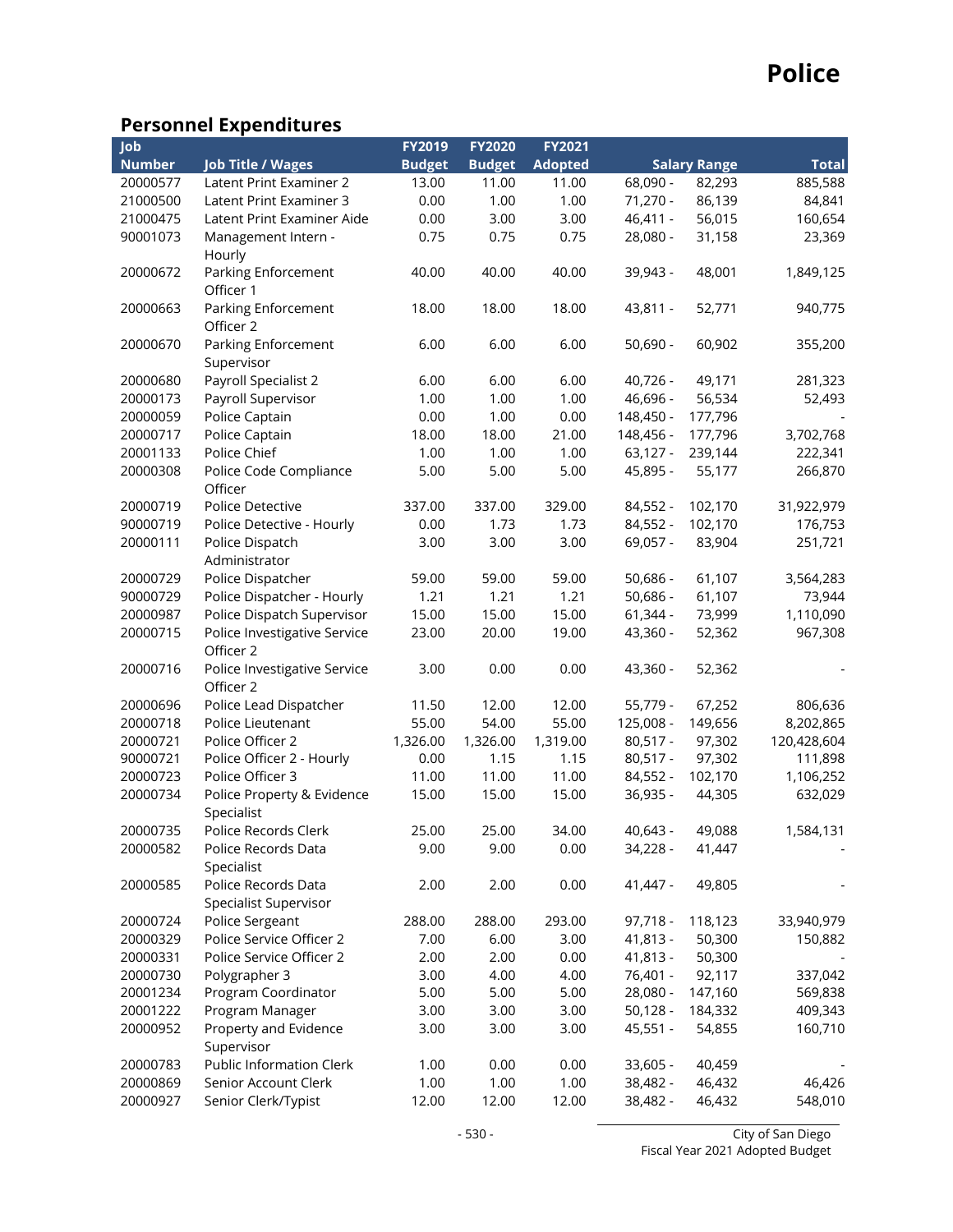# Police

## Personnel Expenditures

| Job Number | Job Title / Wages | FY2019 Budget | FY2020 Budget | FY2021 Adopted | Salary Range | | Total |
|---|---|---|---|---|---|---|---|
| 20000577 | Latent Print Examiner 2 | 13.00 | 11.00 | 11.00 | 68,090 - | 82,293 | 885,588 |
| 21000500 | Latent Print Examiner 3 | 0.00 | 1.00 | 1.00 | 71,270 - | 86,139 | 84,841 |
| 21000475 | Latent Print Examiner Aide | 0.00 | 3.00 | 3.00 | 46,411 - | 56,015 | 160,654 |
| 90001073 | Management Intern - Hourly | 0.75 | 0.75 | 0.75 | 28,080 - | 31,158 | 23,369 |
| 20000672 | Parking Enforcement Officer 1 | 40.00 | 40.00 | 40.00 | 39,943 - | 48,001 | 1,849,125 |
| 20000663 | Parking Enforcement Officer 2 | 18.00 | 18.00 | 18.00 | 43,811 - | 52,771 | 940,775 |
| 20000670 | Parking Enforcement Supervisor | 6.00 | 6.00 | 6.00 | 50,690 - | 60,902 | 355,200 |
| 20000680 | Payroll Specialist 2 | 6.00 | 6.00 | 6.00 | 40,726 - | 49,171 | 281,323 |
| 20000173 | Payroll Supervisor | 1.00 | 1.00 | 1.00 | 46,696 - | 56,534 | 52,493 |
| 20000059 | Police Captain | 0.00 | 1.00 | 0.00 | 148,450 - | 177,796 | - |
| 20000717 | Police Captain | 18.00 | 18.00 | 21.00 | 148,456 - | 177,796 | 3,702,768 |
| 20001133 | Police Chief | 1.00 | 1.00 | 1.00 | 63,127 - | 239,144 | 222,341 |
| 20000308 | Police Code Compliance Officer | 5.00 | 5.00 | 5.00 | 45,895 - | 55,177 | 266,870 |
| 20000719 | Police Detective | 337.00 | 337.00 | 329.00 | 84,552 - | 102,170 | 31,922,979 |
| 90000719 | Police Detective - Hourly | 0.00 | 1.73 | 1.73 | 84,552 - | 102,170 | 176,753 |
| 20000111 | Police Dispatch Administrator | 3.00 | 3.00 | 3.00 | 69,057 - | 83,904 | 251,721 |
| 20000729 | Police Dispatcher | 59.00 | 59.00 | 59.00 | 50,686 - | 61,107 | 3,564,283 |
| 90000729 | Police Dispatcher - Hourly | 1.21 | 1.21 | 1.21 | 50,686 - | 61,107 | 73,944 |
| 20000987 | Police Dispatch Supervisor | 15.00 | 15.00 | 15.00 | 61,344 - | 73,999 | 1,110,090 |
| 20000715 | Police Investigative Service Officer 2 | 23.00 | 20.00 | 19.00 | 43,360 - | 52,362 | 967,308 |
| 20000716 | Police Investigative Service Officer 2 | 3.00 | 0.00 | 0.00 | 43,360 - | 52,362 | - |
| 20000696 | Police Lead Dispatcher | 11.50 | 12.00 | 12.00 | 55,779 - | 67,252 | 806,636 |
| 20000718 | Police Lieutenant | 55.00 | 54.00 | 55.00 | 125,008 - | 149,656 | 8,202,865 |
| 20000721 | Police Officer 2 | 1,326.00 | 1,326.00 | 1,319.00 | 80,517 - | 97,302 | 120,428,604 |
| 90000721 | Police Officer 2 - Hourly | 0.00 | 1.15 | 1.15 | 80,517 - | 97,302 | 111,898 |
| 20000723 | Police Officer 3 | 11.00 | 11.00 | 11.00 | 84,552 - | 102,170 | 1,106,252 |
| 20000734 | Police Property & Evidence Specialist | 15.00 | 15.00 | 15.00 | 36,935 - | 44,305 | 632,029 |
| 20000735 | Police Records Clerk | 25.00 | 25.00 | 34.00 | 40,643 - | 49,088 | 1,584,131 |
| 20000582 | Police Records Data Specialist | 9.00 | 9.00 | 0.00 | 34,228 - | 41,447 | - |
| 20000585 | Police Records Data Specialist Supervisor | 2.00 | 2.00 | 0.00 | 41,447 - | 49,805 | - |
| 20000724 | Police Sergeant | 288.00 | 288.00 | 293.00 | 97,718 - | 118,123 | 33,940,979 |
| 20000329 | Police Service Officer 2 | 7.00 | 6.00 | 3.00 | 41,813 - | 50,300 | 150,882 |
| 20000331 | Police Service Officer 2 | 2.00 | 2.00 | 0.00 | 41,813 - | 50,300 | - |
| 20000730 | Polygrapher 3 | 3.00 | 4.00 | 4.00 | 76,401 - | 92,117 | 337,042 |
| 20001234 | Program Coordinator | 5.00 | 5.00 | 5.00 | 28,080 - | 147,160 | 569,838 |
| 20001222 | Program Manager | 3.00 | 3.00 | 3.00 | 50,128 - | 184,332 | 409,343 |
| 20000952 | Property and Evidence Supervisor | 3.00 | 3.00 | 3.00 | 45,551 - | 54,855 | 160,710 |
| 20000783 | Public Information Clerk | 1.00 | 0.00 | 0.00 | 33,605 - | 40,459 | - |
| 20000869 | Senior Account Clerk | 1.00 | 1.00 | 1.00 | 38,482 - | 46,432 | 46,426 |
| 20000927 | Senior Clerk/Typist | 12.00 | 12.00 | 12.00 | 38,482 - | 46,432 | 548,010 |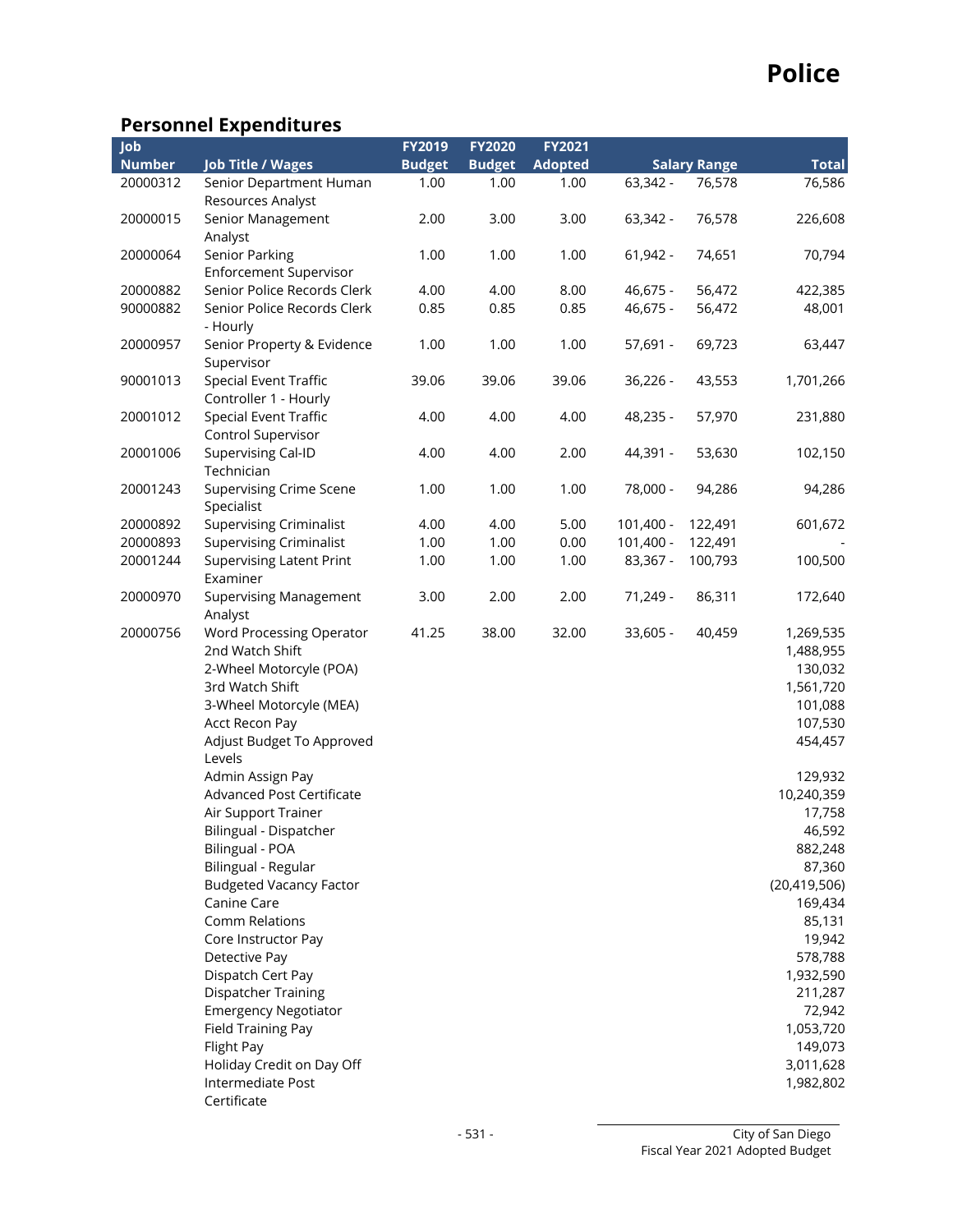# Police

## Personnel Expenditures

| Job Number | Job Title / Wages | FY2019 Budget | FY2020 Budget | FY2021 Adopted | Salary Range | | Total |
|---|---|---|---|---|---|---|---|
| 20000312 | Senior Department Human Resources Analyst | 1.00 | 1.00 | 1.00 | 63,342 - | 76,578 | 76,586 |
| 20000015 | Senior Management Analyst | 2.00 | 3.00 | 3.00 | 63,342 - | 76,578 | 226,608 |
| 20000064 | Senior Parking Enforcement Supervisor | 1.00 | 1.00 | 1.00 | 61,942 - | 74,651 | 70,794 |
| 20000882 | Senior Police Records Clerk | 4.00 | 4.00 | 8.00 | 46,675 - | 56,472 | 422,385 |
| 90000882 | Senior Police Records Clerk - Hourly | 0.85 | 0.85 | 0.85 | 46,675 - | 56,472 | 48,001 |
| 20000957 | Senior Property & Evidence Supervisor | 1.00 | 1.00 | 1.00 | 57,691 - | 69,723 | 63,447 |
| 90001013 | Special Event Traffic Controller 1 - Hourly | 39.06 | 39.06 | 39.06 | 36,226 - | 43,553 | 1,701,266 |
| 20001012 | Special Event Traffic Control Supervisor | 4.00 | 4.00 | 4.00 | 48,235 - | 57,970 | 231,880 |
| 20001006 | Supervising Cal-ID Technician | 4.00 | 4.00 | 2.00 | 44,391 - | 53,630 | 102,150 |
| 20001243 | Supervising Crime Scene Specialist | 1.00 | 1.00 | 1.00 | 78,000 - | 94,286 | 94,286 |
| 20000892 | Supervising Criminalist | 4.00 | 4.00 | 5.00 | 101,400 - | 122,491 | 601,672 |
| 20000893 | Supervising Criminalist | 1.00 | 1.00 | 0.00 | 101,400 - | 122,491 | - |
| 20001244 | Supervising Latent Print Examiner | 1.00 | 1.00 | 1.00 | 83,367 - | 100,793 | 100,500 |
| 20000970 | Supervising Management Analyst | 3.00 | 2.00 | 2.00 | 71,249 - | 86,311 | 172,640 |
| 20000756 | Word Processing Operator | 41.25 | 38.00 | 32.00 | 33,605 - | 40,459 | 1,269,535 |
| | 2nd Watch Shift | | | | | | 1,488,955 |
| | 2-Wheel Motorcycle (POA) | | | | | | 130,032 |
| | 3rd Watch Shift | | | | | | 1,561,720 |
| | 3-Wheel Motorcycle (MEA) | | | | | | 101,088 |
| | Acct Recon Pay | | | | | | 107,530 |
| | Adjust Budget To Approved Levels | | | | | | 454,457 |
| | Admin Assign Pay | | | | | | 129,932 |
| | Advanced Post Certificate | | | | | | 10,240,359 |
| | Air Support Trainer | | | | | | 17,758 |
| | Bilingual - Dispatcher | | | | | | 46,592 |
| | Bilingual - POA | | | | | | 882,248 |
| | Bilingual - Regular | | | | | | 87,360 |
| | Budgeted Vacancy Factor | | | | | | (20,419,506) |
| | Canine Care | | | | | | 169,434 |
| | Comm Relations | | | | | | 85,131 |
| | Core Instructor Pay | | | | | | 19,942 |
| | Detective Pay | | | | | | 578,788 |
| | Dispatch Cert Pay | | | | | | 1,932,590 |
| | Dispatcher Training | | | | | | 211,287 |
| | Emergency Negotiator | | | | | | 72,942 |
| | Field Training Pay | | | | | | 1,053,720 |
| | Flight Pay | | | | | | 149,073 |
| | Holiday Credit on Day Off | | | | | | 3,011,628 |
| | Intermediate Post Certificate | | | | | | 1,982,802 |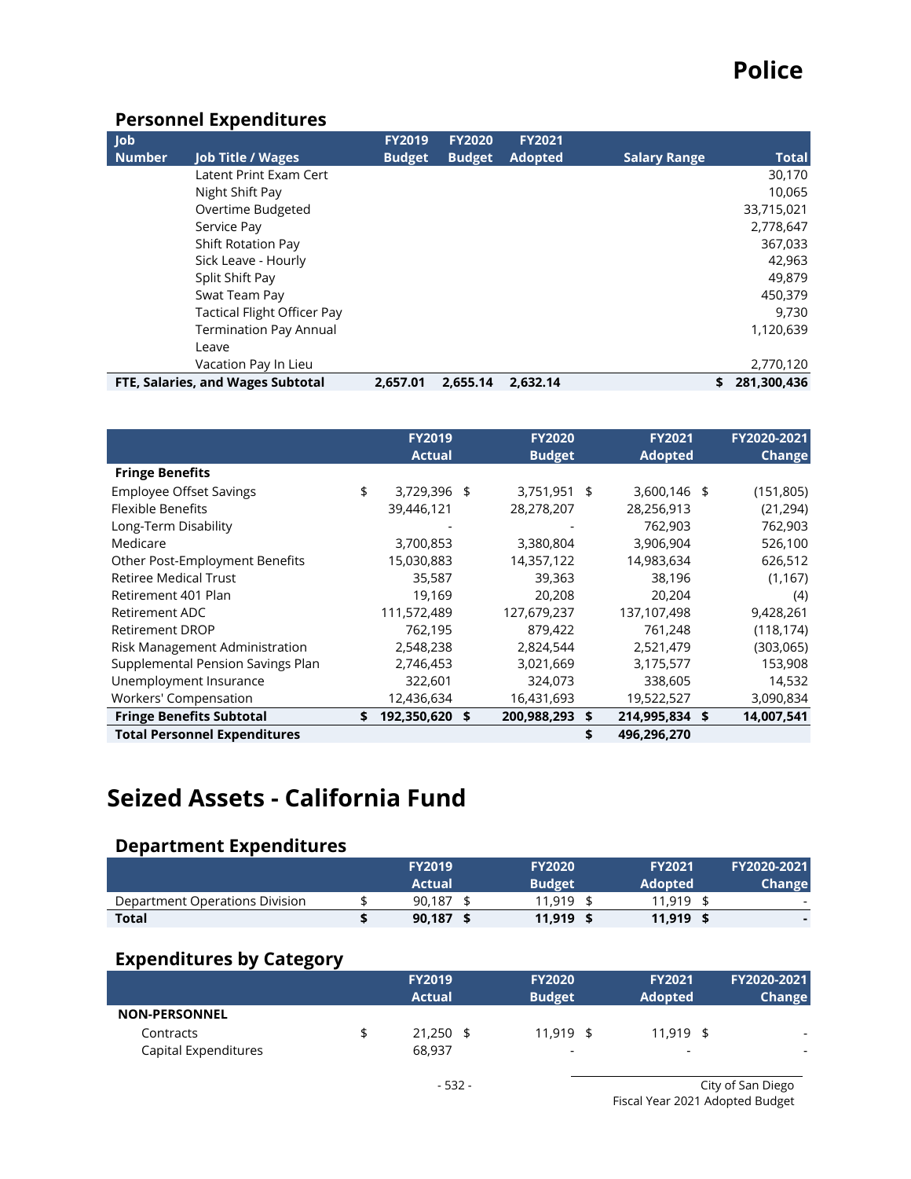# Police

## Personnel Expenditures

| Job Number | Job Title / Wages | FY2019 Budget | FY2020 Budget | FY2021 Adopted | Salary Range | Total |
|---|---|---|---|---|---|---|
| | Latent Print Exam Cert | | | | | 30,170 |
| | Night Shift Pay | | | | | 10,065 |
| | Overtime Budgeted | | | | | 33,715,021 |
| | Service Pay | | | | | 2,778,647 |
| | Shift Rotation Pay | | | | | 367,033 |
| | Sick Leave - Hourly | | | | | 42,963 |
| | Split Shift Pay | | | | | 49,879 |
| | Swat Team Pay | | | | | 450,379 |
| | Tactical Flight Officer Pay | | | | | 9,730 |
| | Termination Pay Annual Leave | | | | | 1,120,639 |
| | Vacation Pay In Lieu | | | | | 2,770,120 |
| **FTE, Salaries, and Wages Subtotal** | | **2,657.01** | **2,655.14** | **2,632.14** | | **$ 281,300,436** |

| | FY2019 Actual | FY2020 Budget | FY2021 Adopted | FY2020-2021 Change |
|---|---|---|---|---|
| **Fringe Benefits** | | | | |
| Employee Offset Savings | $ 3,729,396 | $ 3,751,951 | $ 3,600,146 | $ (151,805) |
| Flexible Benefits | 39,446,121 | 28,278,207 | 28,256,913 | (21,294) |
| Long-Term Disability | - | - | 762,903 | 762,903 |
| Medicare | 3,700,853 | 3,380,804 | 3,906,904 | 526,100 |
| Other Post-Employment Benefits | 15,030,883 | 14,357,122 | 14,983,634 | 626,512 |
| Retiree Medical Trust | 35,587 | 39,363 | 38,196 | (1,167) |
| Retirement 401 Plan | 19,169 | 20,208 | 20,204 | (4) |
| Retirement ADC | 111,572,489 | 127,679,237 | 137,107,498 | 9,428,261 |
| Retirement DROP | 762,195 | 879,422 | 761,248 | (118,174) |
| Risk Management Administration | 2,548,238 | 2,824,544 | 2,521,479 | (303,065) |
| Supplemental Pension Savings Plan | 2,746,453 | 3,021,669 | 3,175,577 | 153,908 |
| Unemployment Insurance | 322,601 | 324,073 | 338,605 | 14,532 |
| Workers' Compensation | 12,436,634 | 16,431,693 | 19,522,527 | 3,090,834 |
| **Fringe Benefits Subtotal** | **$ 192,350,620** | **$ 200,988,293** | **$ 214,995,834** | **$ 14,007,541** |
| **Total Personnel Expenditures** | | | **$ 496,296,270** | |

# Seized Assets - California Fund

## Department Expenditures

| | FY2019 Actual | FY2020 Budget | FY2021 Adopted | FY2020-2021 Change |
|---|---|---|---|---|
| Department Operations Division | $ 90,187 | $ 11,919 | $ 11,919 | $ - |
| **Total** | **$ 90,187** | **$ 11,919** | **$ 11,919** | **$ -** |

## Expenditures by Category

| | FY2019 Actual | FY2020 Budget | FY2021 Adopted | FY2020-2021 Change |
|---|---|---|---|---|
| **NON-PERSONNEL** | | | | |
| Contracts | $ 21,250 | $ 11,919 | $ 11,919 | $ - |
| Capital Expenditures | 68,937 | - | - | - |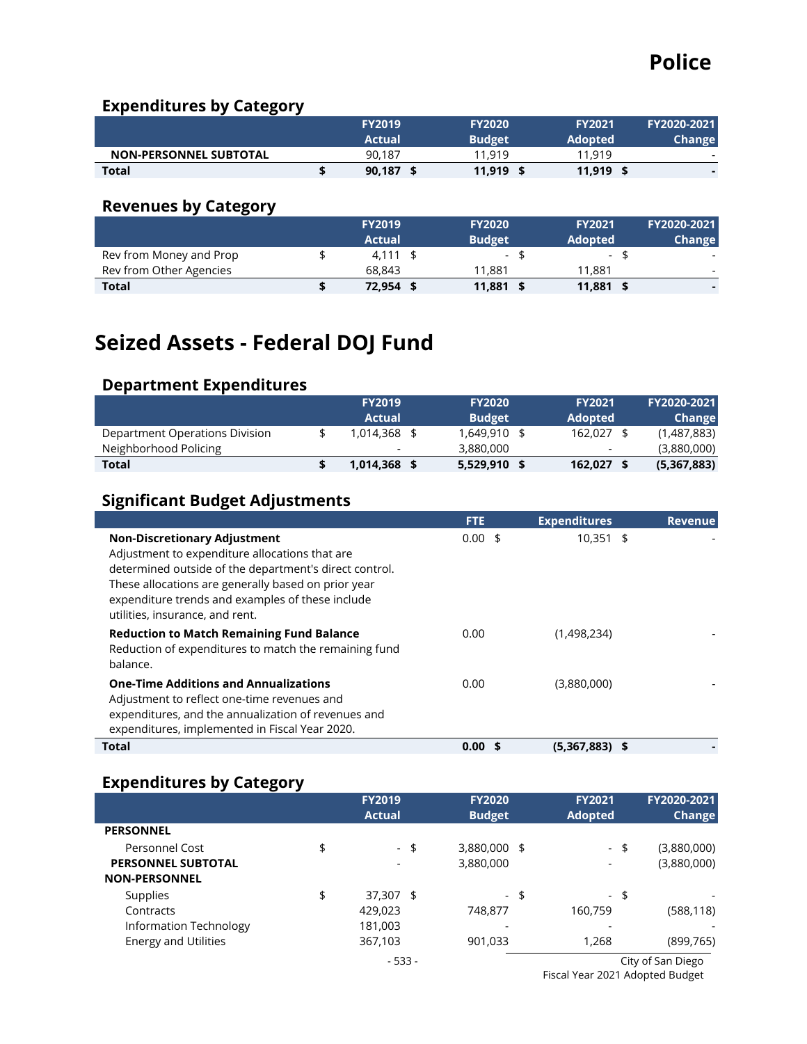# Police

## Expenditures by Category

| | FY2019 Actual | FY2020 Budget | FY2021 Adopted | FY2020-2021 Change |
|---|---|---|---|---|
| **NON-PERSONNEL SUBTOTAL** | 90,187 | 11,919 | 11,919 | - |
| **Total** | **$ 90,187** | **$ 11,919** | **$ 11,919** | **$ -** |

## Revenues by Category

| | FY2019 Actual | FY2020 Budget | FY2021 Adopted | FY2020-2021 Change |
|---|---|---|---|---|
| Rev from Money and Prop | $ 4,111 | $ - | $ - | $ - |
| Rev from Other Agencies | 68,843 | 11,881 | 11,881 | - |
| **Total** | **$ 72,954** | **$ 11,881** | **$ 11,881** | **$ -** |

# Seized Assets - Federal DOJ Fund

## Department Expenditures

| | FY2019 Actual | FY2020 Budget | FY2021 Adopted | FY2020-2021 Change |
|---|---|---|---|---|
| Department Operations Division | $ 1,014,368 | $ 1,649,910 | $ 162,027 | $ (1,487,883) |
| Neighborhood Policing | - | 3,880,000 | - | (3,880,000) |
| **Total** | **$ 1,014,368** | **$ 5,529,910** | **$ 162,027** | **$ (5,367,883)** |

## Significant Budget Adjustments

| | FTE | Expenditures | Revenue |
|---|---|---|---|
| **Non-Discretionary Adjustment**<br>Adjustment to expenditure allocations that are determined outside of the department's direct control. These allocations are generally based on prior year expenditure trends and examples of these include utilities, insurance, and rent. | 0.00 | $ 10,351 | $ - |
| **Reduction to Match Remaining Fund Balance**<br>Reduction of expenditures to match the remaining fund balance. | 0.00 | (1,498,234) | - |
| **One-Time Additions and Annualizations**<br>Adjustment to reflect one-time revenues and expenditures, and the annualization of revenues and expenditures, implemented in Fiscal Year 2020. | 0.00 | (3,880,000) | - |
| **Total** | **0.00** | **$ (5,367,883)** | **$ -** |

## Expenditures by Category

| | FY2019 Actual | FY2020 Budget | FY2021 Adopted | FY2020-2021 Change |
|---|---|---|---|---|
| **PERSONNEL** | | | | |
| Personnel Cost | $ - | $ 3,880,000 | $ - | $ (3,880,000) |
| **PERSONNEL SUBTOTAL** | - | 3,880,000 | - | (3,880,000) |
| **NON-PERSONNEL** | | | | |
| Supplies | $ 37,307 | $ - | $ - | $ - |
| Contracts | 429,023 | 748,877 | 160,759 | (588,118) |
| Information Technology | 181,003 | - | - | - |
| Energy and Utilities | 367,103 | 901,033 | 1,268 | (899,765) |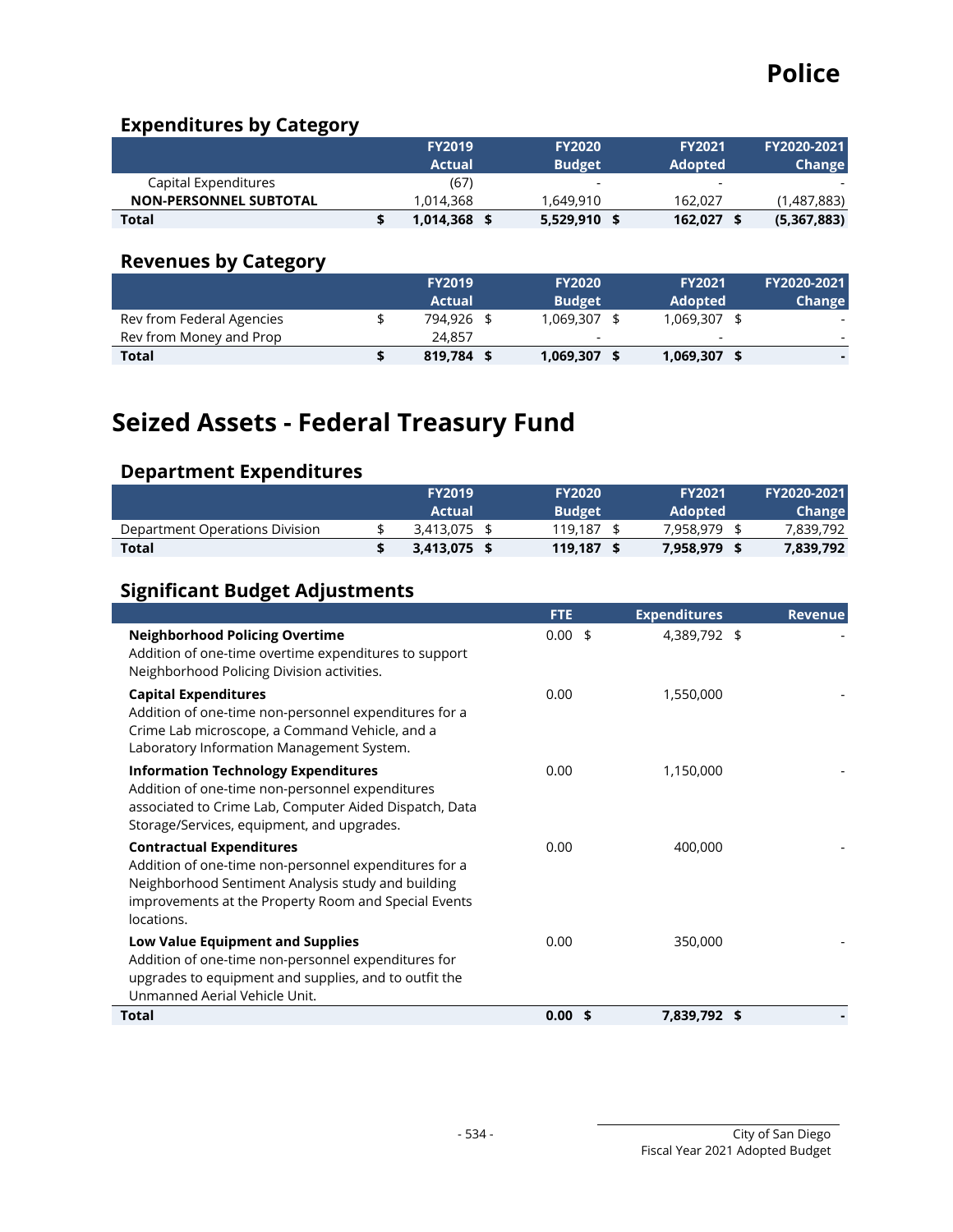# Police

## Expenditures by Category

| | FY2019 Actual | FY2020 Budget | FY2021 Adopted | FY2020-2021 Change |
|---|---|---|---|---|
| Capital Expenditures | (67) | - | - | - |
| **NON-PERSONNEL SUBTOTAL** | 1,014,368 | 1,649,910 | 162,027 | (1,487,883) |
| **Total** | **$ 1,014,368** | **$ 5,529,910** | **$ 162,027** | **$ (5,367,883)** |

## Revenues by Category

| | FY2019 Actual | FY2020 Budget | FY2021 Adopted | FY2020-2021 Change |
|---|---|---|---|---|
| Rev from Federal Agencies | $ 794,926 | $ 1,069,307 | $ 1,069,307 | $ - |
| Rev from Money and Prop | 24,857 | - | - | - |
| **Total** | **$ 819,784** | **$ 1,069,307** | **$ 1,069,307** | **$ -** |

# Seized Assets - Federal Treasury Fund

## Department Expenditures

| | FY2019 Actual | FY2020 Budget | FY2021 Adopted | FY2020-2021 Change |
|---|---|---|---|---|
| Department Operations Division | $ 3,413,075 | $ 119,187 | $ 7,958,979 | $ 7,839,792 |
| **Total** | **$ 3,413,075** | **$ 119,187** | **$ 7,958,979** | **$ 7,839,792** |

## Significant Budget Adjustments

| | FTE | Expenditures | Revenue |
|---|---|---|---|
| **Neighborhood Policing Overtime**<br>Addition of one-time overtime expenditures to support Neighborhood Policing Division activities. | 0.00 | $ 4,389,792 | $ - |
| **Capital Expenditures**<br>Addition of one-time non-personnel expenditures for a Crime Lab microscope, a Command Vehicle, and a Laboratory Information Management System. | 0.00 | 1,550,000 | - |
| **Information Technology Expenditures**<br>Addition of one-time non-personnel expenditures associated to Crime Lab, Computer Aided Dispatch, Data Storage/Services, equipment, and upgrades. | 0.00 | 1,150,000 | - |
| **Contractual Expenditures**<br>Addition of one-time non-personnel expenditures for a Neighborhood Sentiment Analysis study and building improvements at the Property Room and Special Events locations. | 0.00 | 400,000 | - |
| **Low Value Equipment and Supplies**<br>Addition of one-time non-personnel expenditures for upgrades to equipment and supplies, and to outfit the Unmanned Aerial Vehicle Unit. | 0.00 | 350,000 | - |
| **Total** | **0.00** | **$ 7,839,792** | **$ -** |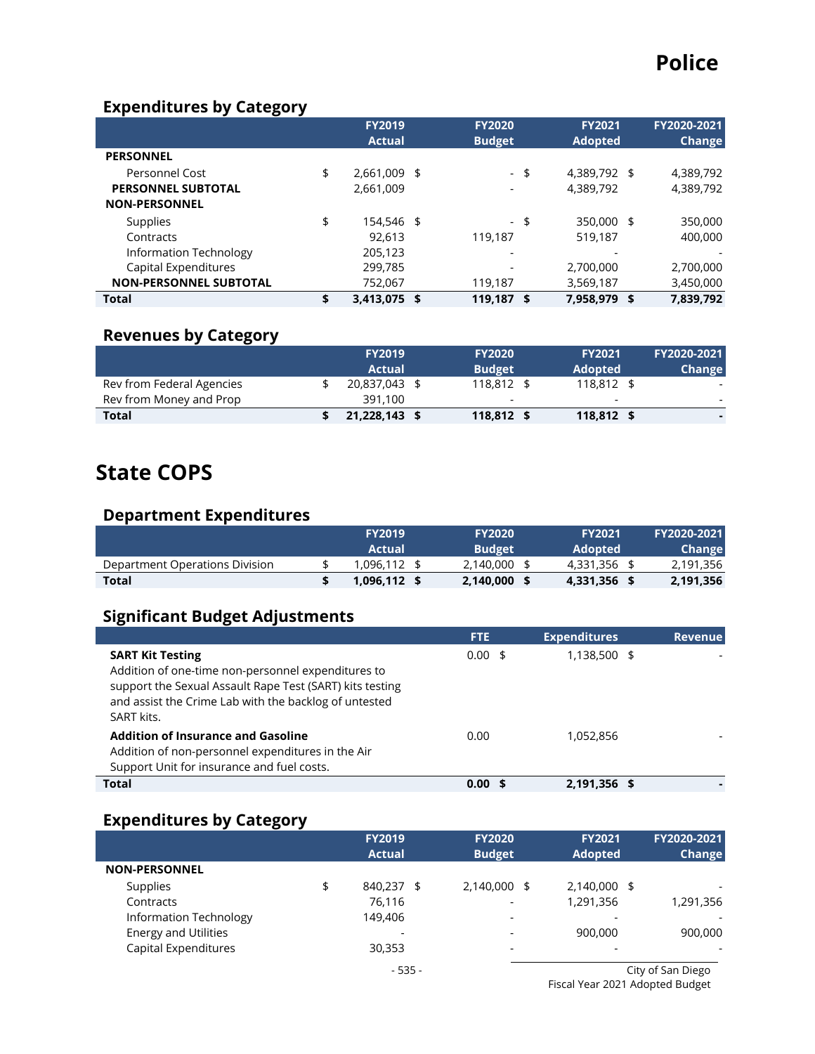# Police

## Expenditures by Category

| | FY2019 Actual | FY2020 Budget | FY2021 Adopted | FY2020-2021 Change |
|---|---|---|---|---|
| **PERSONNEL** | | | | |
| Personnel Cost | $ 2,661,009 | $ - | $ 4,389,792 | $ 4,389,792 |
| **PERSONNEL SUBTOTAL** | 2,661,009 | - | 4,389,792 | 4,389,792 |
| **NON-PERSONNEL** | | | | |
| Supplies | $ 154,546 | $ - | $ 350,000 | $ 350,000 |
| Contracts | 92,613 | 119,187 | 519,187 | 400,000 |
| Information Technology | 205,123 | - | - | - |
| Capital Expenditures | 299,785 | - | 2,700,000 | 2,700,000 |
| **NON-PERSONNEL SUBTOTAL** | 752,067 | 119,187 | 3,569,187 | 3,450,000 |
| **Total** | **$ 3,413,075** | **$ 119,187** | **$ 7,958,979** | **$ 7,839,792** |

## Revenues by Category

| | FY2019 Actual | FY2020 Budget | FY2021 Adopted | FY2020-2021 Change |
|---|---|---|---|---|
| Rev from Federal Agencies | $ 20,837,043 | $ 118,812 | $ 118,812 | $ - |
| Rev from Money and Prop | 391,100 | - | - | - |
| **Total** | **$ 21,228,143** | **$ 118,812** | **$ 118,812** | **$ -** |

# State COPS

## Department Expenditures

| | FY2019 Actual | FY2020 Budget | FY2021 Adopted | FY2020-2021 Change |
|---|---|---|---|---|
| Department Operations Division | $ 1,096,112 | $ 2,140,000 | $ 4,331,356 | $ 2,191,356 |
| **Total** | **$ 1,096,112** | **$ 2,140,000** | **$ 4,331,356** | **$ 2,191,356** |

## Significant Budget Adjustments

| | FTE | Expenditures | Revenue |
|---|---|---|---|
| **SART Kit Testing**<br>Addition of one-time non-personnel expenditures to support the Sexual Assault Rape Test (SART) kits testing and assist the Crime Lab with the backlog of untested SART kits. | 0.00 | $ 1,138,500 | $ - |
| **Addition of Insurance and Gasoline**<br>Addition of non-personnel expenditures in the Air Support Unit for insurance and fuel costs. | 0.00 | 1,052,856 | - |
| **Total** | **0.00** | **$ 2,191,356** | **$ -** |

## Expenditures by Category

| | FY2019 Actual | FY2020 Budget | FY2021 Adopted | FY2020-2021 Change |
|---|---|---|---|---|
| **NON-PERSONNEL** | | | | |
| Supplies | $ 840,237 | $ 2,140,000 | $ 2,140,000 | $ - |
| Contracts | 76,116 | - | 1,291,356 | 1,291,356 |
| Information Technology | 149,406 | - | - | - |
| Energy and Utilities | - | - | 900,000 | 900,000 |
| Capital Expenditures | 30,353 | - | - | - |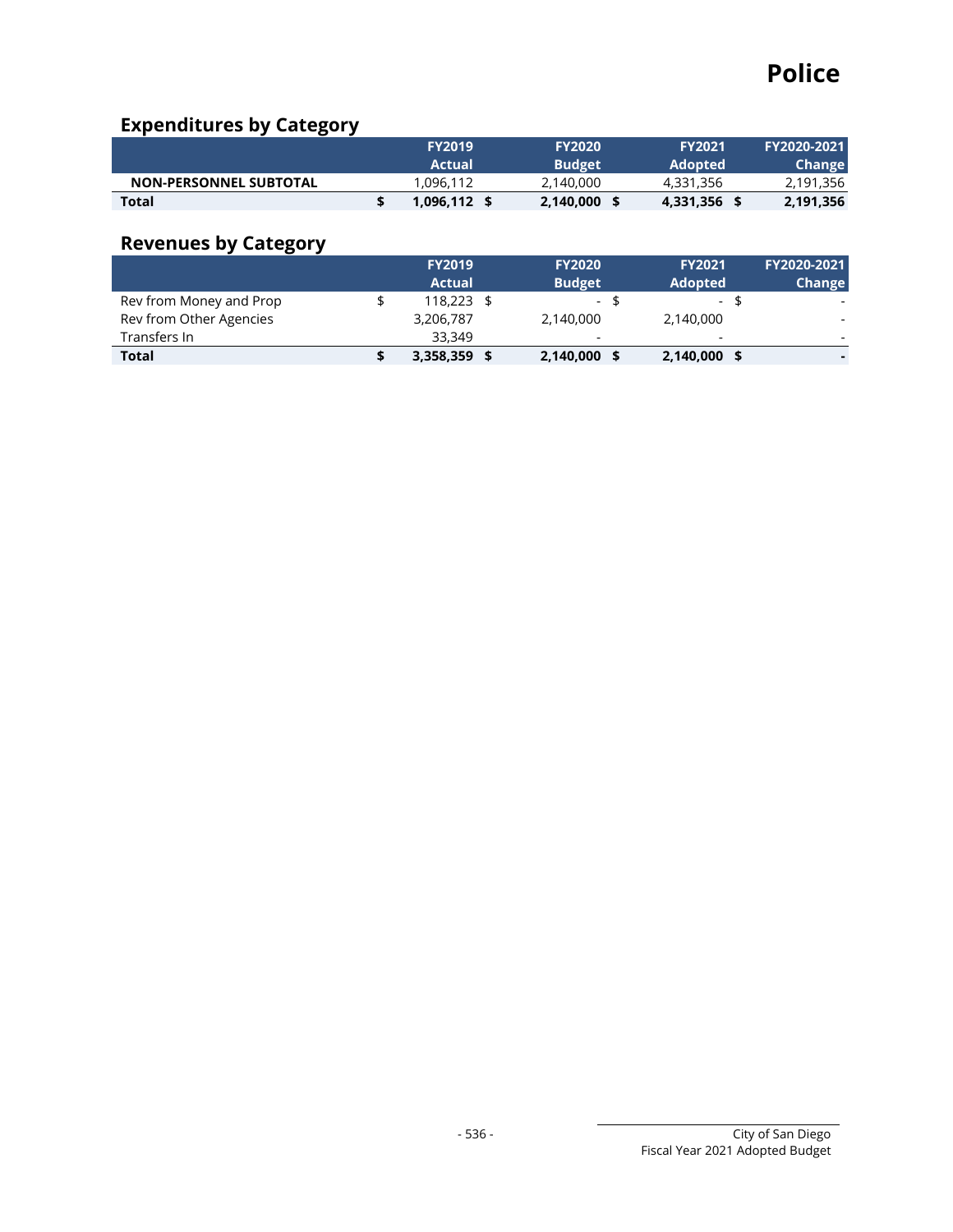# Police

## Expenditures by Category

| | FY2019 Actual | FY2020 Budget | FY2021 Adopted | FY2020-2021 Change |
|---|---|---|---|---|
| NON-PERSONNEL SUBTOTAL | 1,096,112 | 2,140,000 | 4,331,356 | 2,191,356 |
| **Total** | **$ 1,096,112** | **$ 2,140,000** | **$ 4,331,356** | **$ 2,191,356** |

## Revenues by Category

| | FY2019 Actual | FY2020 Budget | FY2021 Adopted | FY2020-2021 Change |
|---|---|---|---|---|
| Rev from Money and Prop | $ 118,223 | $ - | $ - | $ - |
| Rev from Other Agencies | 3,206,787 | 2,140,000 | 2,140,000 | - |
| Transfers In | 33,349 | - | - | - |
| **Total** | **$ 3,358,359** | **$ 2,140,000** | **$ 2,140,000** | **$ -** |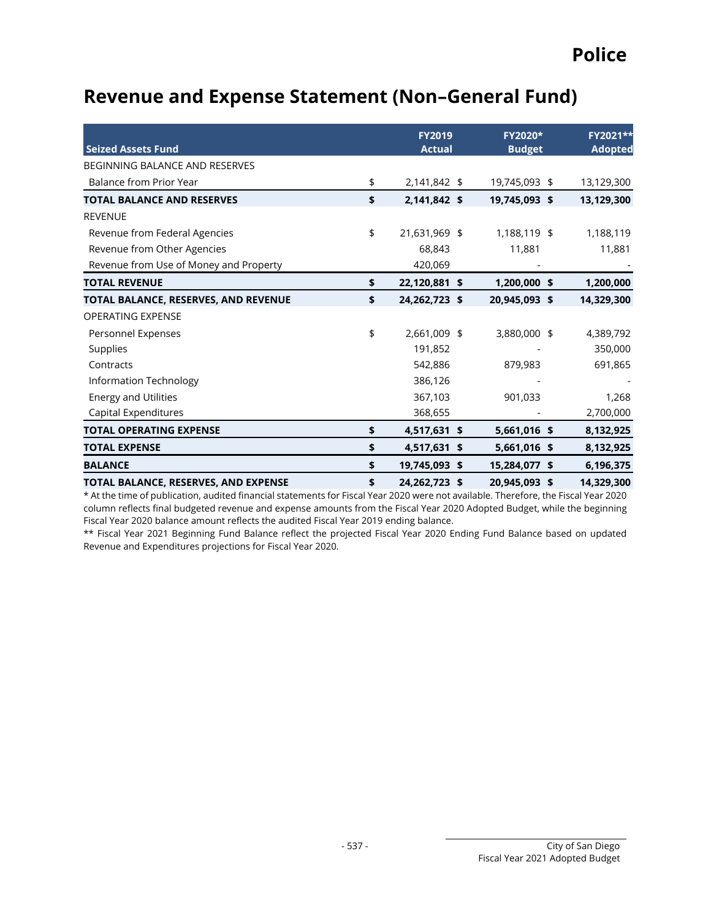# Police

## Revenue and Expense Statement (Non–General Fund)

| Seized Assets Fund | FY2019 Actual | FY2020* Budget | FY2021** Adopted |
|---|---|---|---|
| BEGINNING BALANCE AND RESERVES | | | |
| Balance from Prior Year | $ 2,141,842 | $ 19,745,093 | $ 13,129,300 |
| **TOTAL BALANCE AND RESERVES** | **$ 2,141,842** | **$ 19,745,093** | **$ 13,129,300** |
| REVENUE | | | |
| Revenue from Federal Agencies | $ 21,631,969 | $ 1,188,119 | $ 1,188,119 |
| Revenue from Other Agencies | 68,843 | 11,881 | 11,881 |
| Revenue from Use of Money and Property | 420,069 | - | - |
| **TOTAL REVENUE** | **$ 22,120,881** | **$ 1,200,000** | **$ 1,200,000** |
| **TOTAL BALANCE, RESERVES, AND REVENUE** | **$ 24,262,723** | **$ 20,945,093** | **$ 14,329,300** |
| OPERATING EXPENSE | | | |
| Personnel Expenses | $ 2,661,009 | $ 3,880,000 | $ 4,389,792 |
| Supplies | 191,852 | - | 350,000 |
| Contracts | 542,886 | 879,983 | 691,865 |
| Information Technology | 386,126 | - | - |
| Energy and Utilities | 367,103 | 901,033 | 1,268 |
| Capital Expenditures | 368,655 | - | 2,700,000 |
| **TOTAL OPERATING EXPENSE** | **$ 4,517,631** | **$ 5,661,016** | **$ 8,132,925** |
| **TOTAL EXPENSE** | **$ 4,517,631** | **$ 5,661,016** | **$ 8,132,925** |
| **BALANCE** | **$ 19,745,093** | **$ 15,284,077** | **$ 6,196,375** |
| **TOTAL BALANCE, RESERVES, AND EXPENSE** | **$ 24,262,723** | **$ 20,945,093** | **$ 14,329,300** |

\* At the time of publication, audited financial statements for Fiscal Year 2020 were not available. Therefore, the Fiscal Year 2020 column reflects final budgeted revenue and expense amounts from the Fiscal Year 2020 Adopted Budget, while the beginning Fiscal Year 2020 balance amount reflects the audited Fiscal Year 2019 ending balance.

\*\* Fiscal Year 2021 Beginning Fund Balance reflect the projected Fiscal Year 2020 Ending Fund Balance based on updated Revenue and Expenditures projections for Fiscal Year 2020.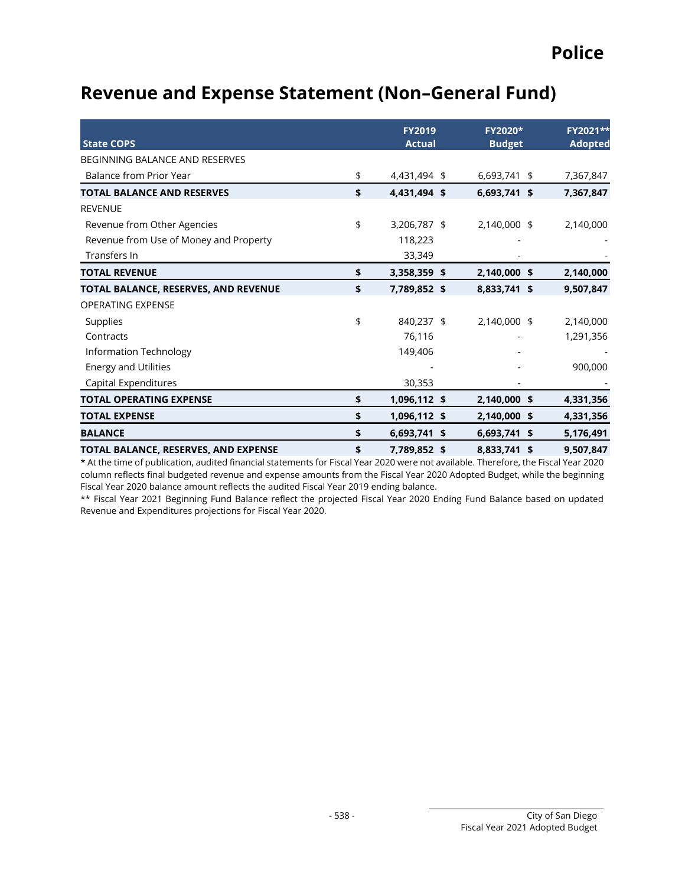# Police

## Revenue and Expense Statement (Non–General Fund)

| State COPS | FY2019 Actual | FY2020* Budget | FY2021** Adopted |
|---|---|---|---|
| BEGINNING BALANCE AND RESERVES | | | |
| Balance from Prior Year | $ 4,431,494 | $ 6,693,741 | $ 7,367,847 |
| **TOTAL BALANCE AND RESERVES** | **$ 4,431,494** | **$ 6,693,741** | **$ 7,367,847** |
| REVENUE | | | |
| Revenue from Other Agencies | $ 3,206,787 | $ 2,140,000 | $ 2,140,000 |
| Revenue from Use of Money and Property | 118,223 | - | - |
| Transfers In | 33,349 | - | - |
| **TOTAL REVENUE** | **$ 3,358,359** | **$ 2,140,000** | **$ 2,140,000** |
| **TOTAL BALANCE, RESERVES, AND REVENUE** | **$ 7,789,852** | **$ 8,833,741** | **$ 9,507,847** |
| OPERATING EXPENSE | | | |
| Supplies | $ 840,237 | $ 2,140,000 | $ 2,140,000 |
| Contracts | 76,116 | - | 1,291,356 |
| Information Technology | 149,406 | - | - |
| Energy and Utilities | - | - | 900,000 |
| Capital Expenditures | 30,353 | - | - |
| **TOTAL OPERATING EXPENSE** | **$ 1,096,112** | **$ 2,140,000** | **$ 4,331,356** |
| **TOTAL EXPENSE** | **$ 1,096,112** | **$ 2,140,000** | **$ 4,331,356** |
| **BALANCE** | **$ 6,693,741** | **$ 6,693,741** | **$ 5,176,491** |
| **TOTAL BALANCE, RESERVES, AND EXPENSE** | **$ 7,789,852** | **$ 8,833,741** | **$ 9,507,847** |

* At the time of publication, audited financial statements for Fiscal Year 2020 were not available. Therefore, the Fiscal Year 2020 column reflects final budgeted revenue and expense amounts from the Fiscal Year 2020 Adopted Budget, while the beginning Fiscal Year 2020 balance amount reflects the audited Fiscal Year 2019 ending balance.

** Fiscal Year 2021 Beginning Fund Balance reflect the projected Fiscal Year 2020 Ending Fund Balance based on updated Revenue and Expenditures projections for Fiscal Year 2020.